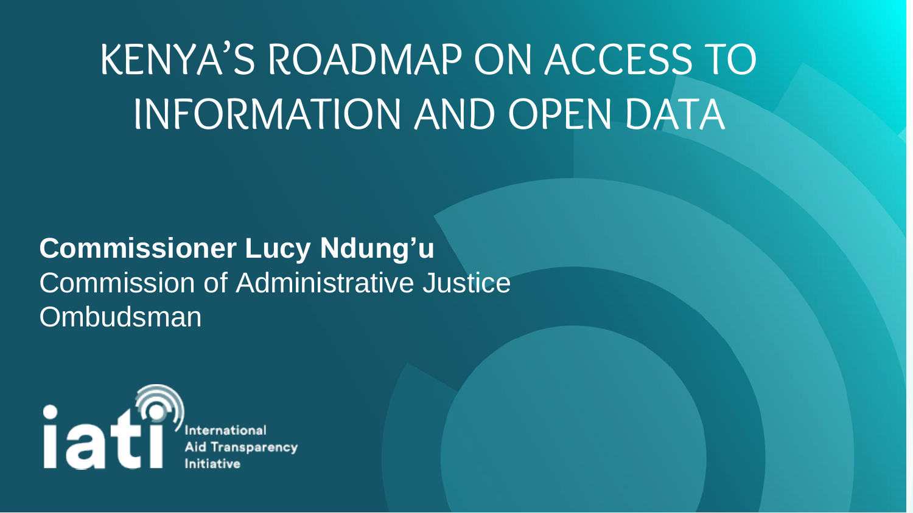# KENYA'S ROADMAP ON ACCESS TO INFORMATION AND OPEN DATA

**Commissioner Lucy Ndung'u**
Commission of Administrative Justice
Ombudsman

iati International Aid Transparency Initiative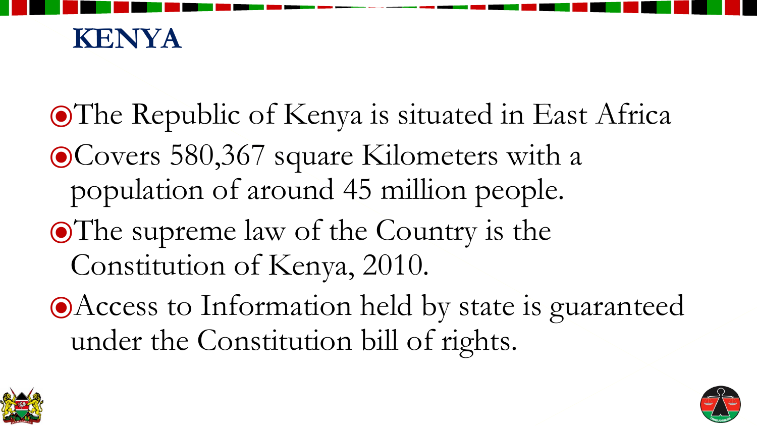# KENYA

- The Republic of Kenya is situated in East Africa
- Covers 580,367 square Kilometers with a population of around 45 million people.
- The supreme law of the Country is the Constitution of Kenya, 2010.
- Access to Information held by state is guaranteed under the Constitution bill of rights.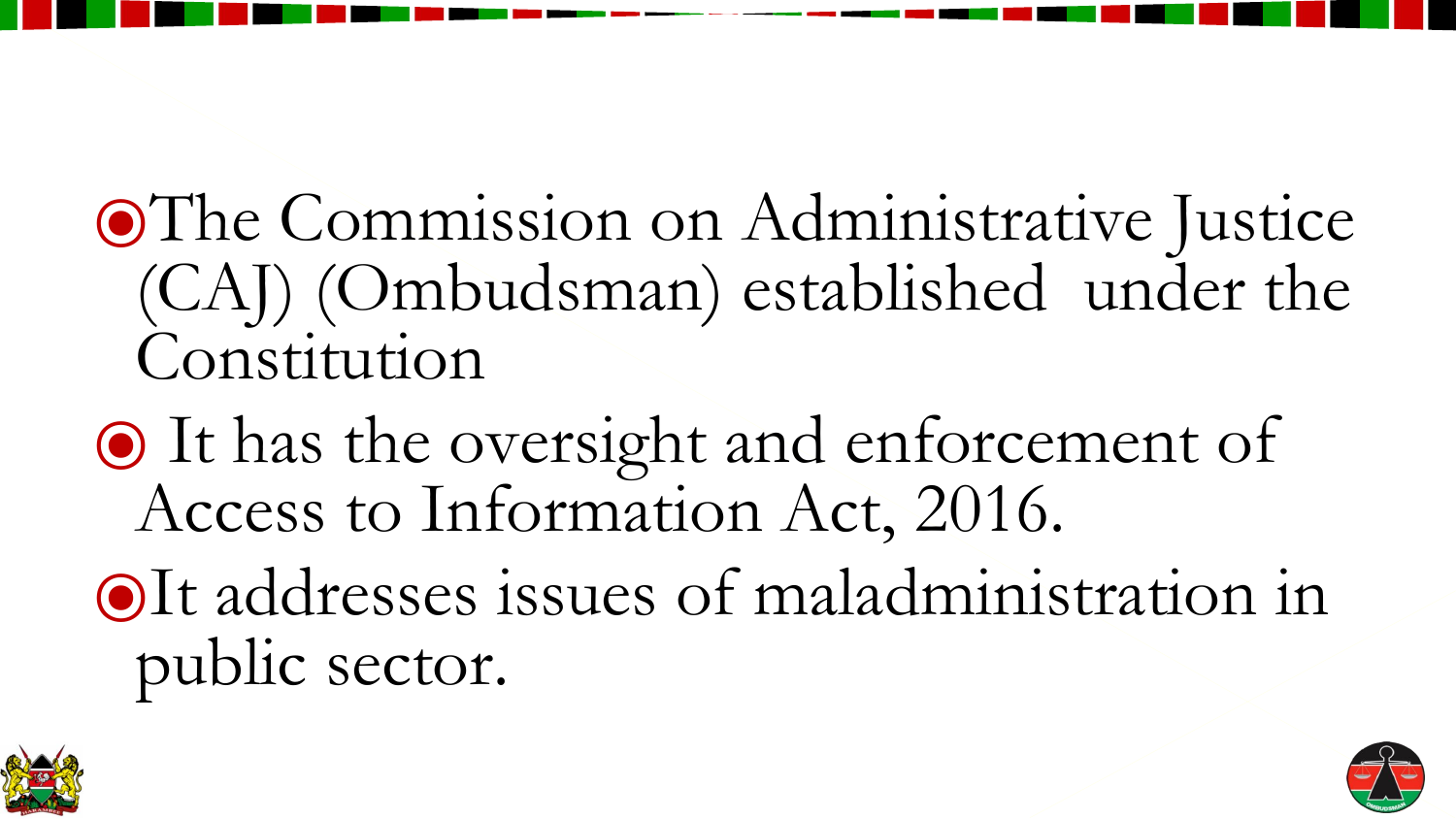- The Commission on Administrative Justice (CAJ) (Ombudsman) established under the Constitution
- It has the oversight and enforcement of Access to Information Act, 2016.
- It addresses issues of maladministration in public sector.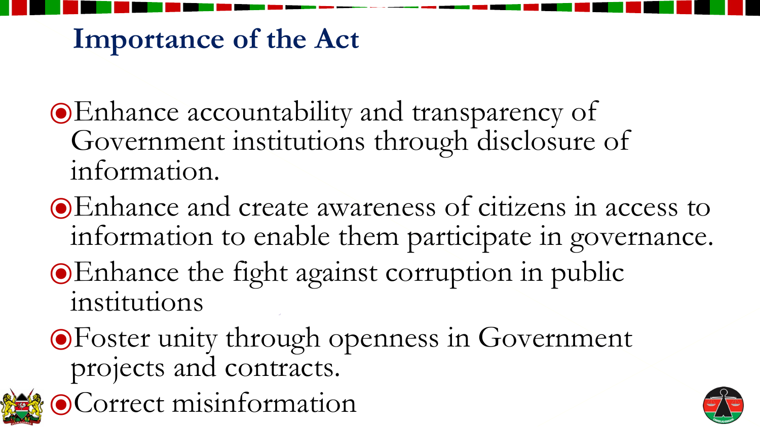## Importance of the Act

- Enhance accountability and transparency of Government institutions through disclosure of information.
- Enhance and create awareness of citizens in access to information to enable them participate in governance.
- Enhance the fight against corruption in public institutions
- Foster unity through openness in Government projects and contracts.
- Correct misinformation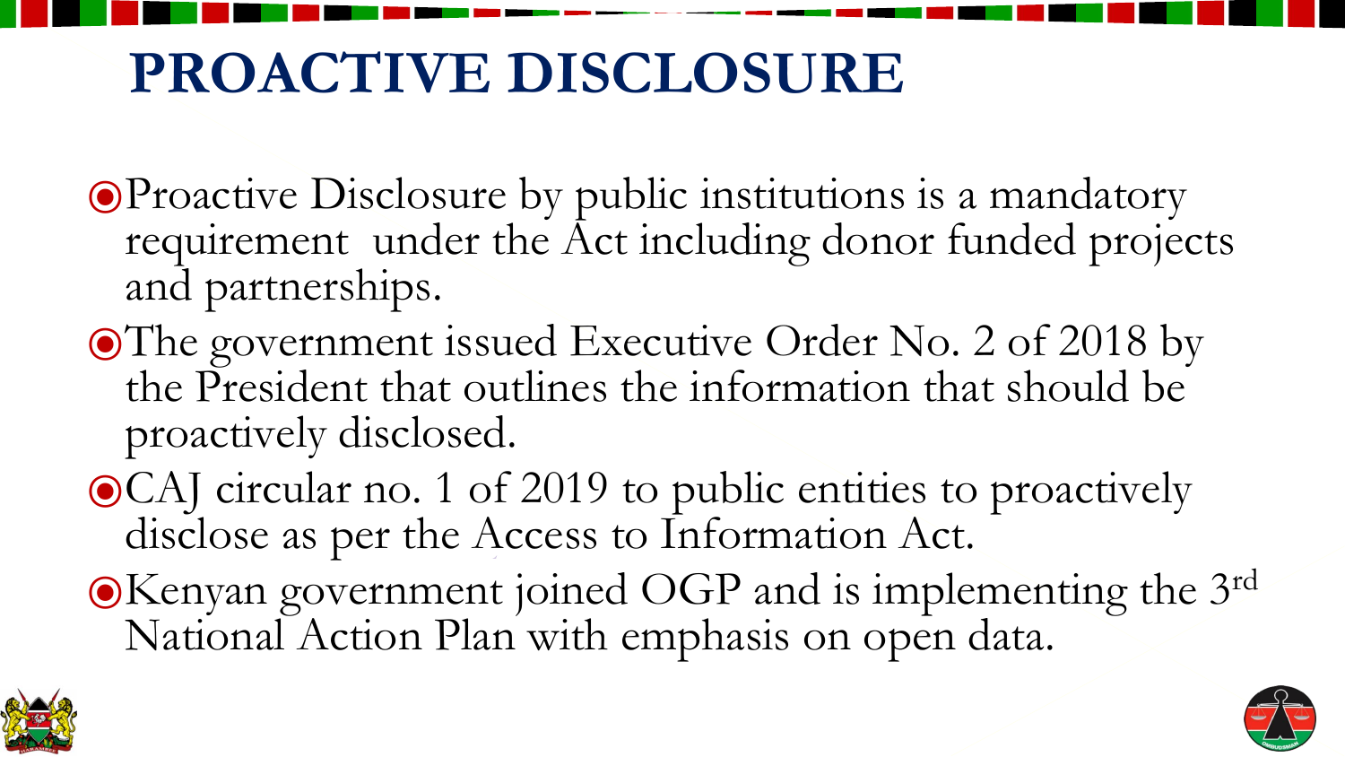# PROACTIVE DISCLOSURE

- Proactive Disclosure by public institutions is a mandatory requirement under the Act including donor funded projects and partnerships.
- The government issued Executive Order No. 2 of 2018 by the President that outlines the information that should be proactively disclosed.
- CAJ circular no. 1 of 2019 to public entities to proactively disclose as per the Access to Information Act.
- Kenyan government joined OGP and is implementing the 3rd National Action Plan with emphasis on open data.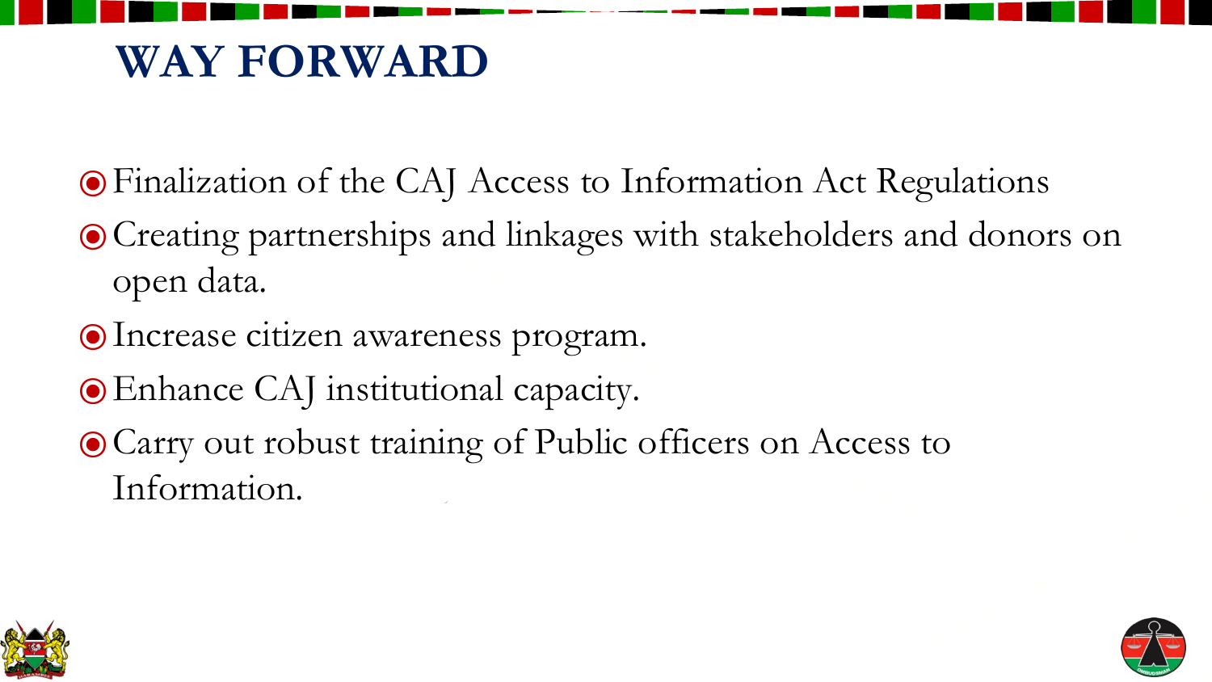# WAY FORWARD

- Finalization of the CAJ Access to Information Act Regulations
- Creating partnerships and linkages with stakeholders and donors on open data.
- Increase citizen awareness program.
- Enhance CAJ institutional capacity.
- Carry out robust training of Public officers on Access to Information.